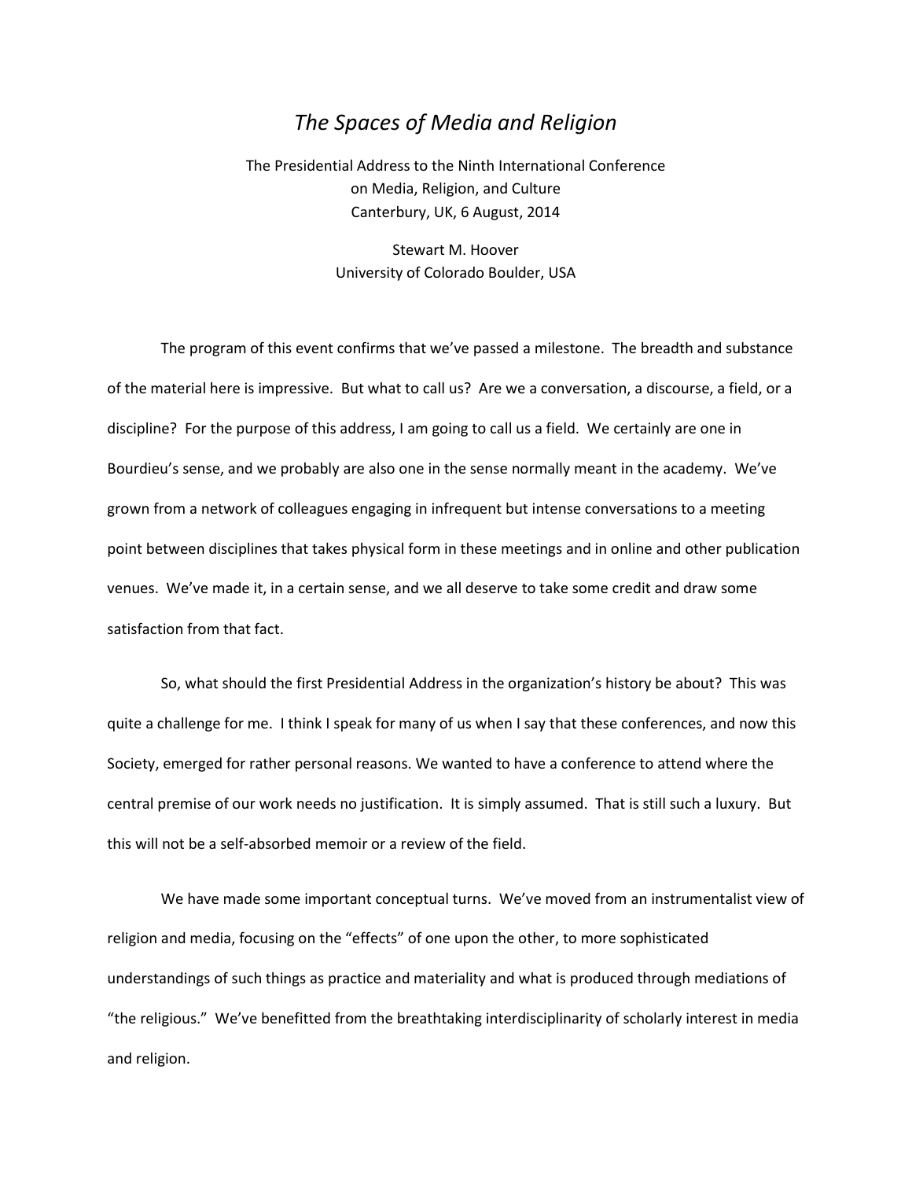# *The Spaces of Media and Religion*

The Presidential Address to the Ninth International Conference
on Media, Religion, and Culture
Canterbury, UK, 6 August, 2014

Stewart M. Hoover
University of Colorado Boulder, USA

The program of this event confirms that we've passed a milestone. The breadth and substance of the material here is impressive. But what to call us? Are we a conversation, a discourse, a field, or a discipline? For the purpose of this address, I am going to call us a field. We certainly are one in Bourdieu's sense, and we probably are also one in the sense normally meant in the academy. We've grown from a network of colleagues engaging in infrequent but intense conversations to a meeting point between disciplines that takes physical form in these meetings and in online and other publication venues. We've made it, in a certain sense, and we all deserve to take some credit and draw some satisfaction from that fact.

So, what should the first Presidential Address in the organization's history be about? This was quite a challenge for me. I think I speak for many of us when I say that these conferences, and now this Society, emerged for rather personal reasons. We wanted to have a conference to attend where the central premise of our work needs no justification. It is simply assumed. That is still such a luxury. But this will not be a self-absorbed memoir or a review of the field.

We have made some important conceptual turns. We've moved from an instrumentalist view of religion and media, focusing on the "effects" of one upon the other, to more sophisticated understandings of such things as practice and materiality and what is produced through mediations of "the religious." We've benefitted from the breathtaking interdisciplinarity of scholarly interest in media and religion.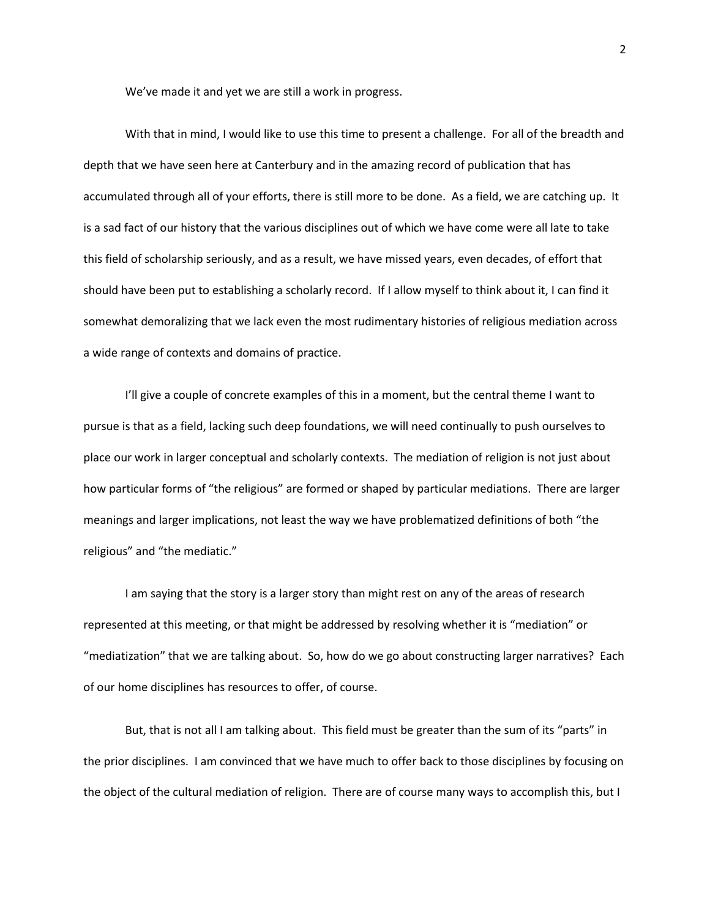We've made it and yet we are still a work in progress.

With that in mind, I would like to use this time to present a challenge. For all of the breadth and depth that we have seen here at Canterbury and in the amazing record of publication that has accumulated through all of your efforts, there is still more to be done. As a field, we are catching up. It is a sad fact of our history that the various disciplines out of which we have come were all late to take this field of scholarship seriously, and as a result, we have missed years, even decades, of effort that should have been put to establishing a scholarly record. If I allow myself to think about it, I can find it somewhat demoralizing that we lack even the most rudimentary histories of religious mediation across a wide range of contexts and domains of practice.

I'll give a couple of concrete examples of this in a moment, but the central theme I want to pursue is that as a field, lacking such deep foundations, we will need continually to push ourselves to place our work in larger conceptual and scholarly contexts. The mediation of religion is not just about how particular forms of "the religious" are formed or shaped by particular mediations. There are larger meanings and larger implications, not least the way we have problematized definitions of both "the religious" and "the mediatic."

I am saying that the story is a larger story than might rest on any of the areas of research represented at this meeting, or that might be addressed by resolving whether it is "mediation" or "mediatization" that we are talking about. So, how do we go about constructing larger narratives? Each of our home disciplines has resources to offer, of course.

But, that is not all I am talking about. This field must be greater than the sum of its "parts" in the prior disciplines. I am convinced that we have much to offer back to those disciplines by focusing on the object of the cultural mediation of religion. There are of course many ways to accomplish this, but I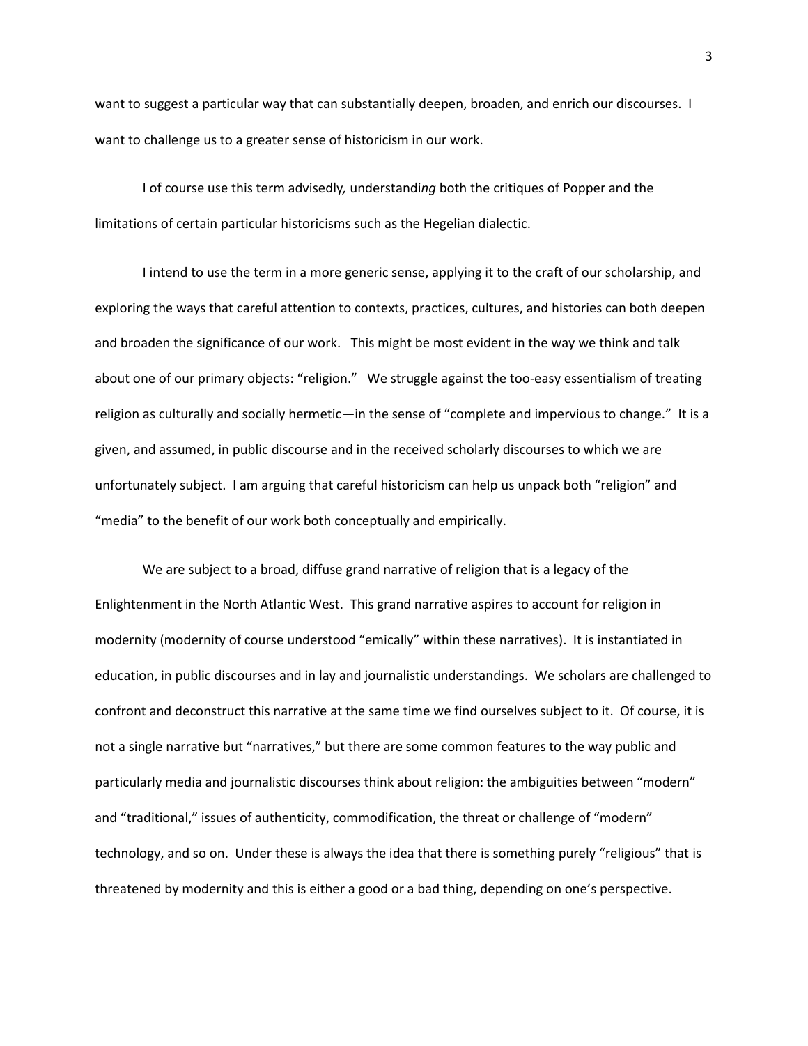want to suggest a particular way that can substantially deepen, broaden, and enrich our discourses. I want to challenge us to a greater sense of historicism in our work.

I of course use this term advisedly*,* understandi*ng* both the critiques of Popper and the limitations of certain particular historicisms such as the Hegelian dialectic.

I intend to use the term in a more generic sense, applying it to the craft of our scholarship, and exploring the ways that careful attention to contexts, practices, cultures, and histories can both deepen and broaden the significance of our work. This might be most evident in the way we think and talk about one of our primary objects: "religion." We struggle against the too-easy essentialism of treating religion as culturally and socially hermetic—in the sense of "complete and impervious to change." It is a given, and assumed, in public discourse and in the received scholarly discourses to which we are unfortunately subject. I am arguing that careful historicism can help us unpack both "religion" and "media" to the benefit of our work both conceptually and empirically.

We are subject to a broad, diffuse grand narrative of religion that is a legacy of the Enlightenment in the North Atlantic West. This grand narrative aspires to account for religion in modernity (modernity of course understood "emically" within these narratives). It is instantiated in education, in public discourses and in lay and journalistic understandings. We scholars are challenged to confront and deconstruct this narrative at the same time we find ourselves subject to it. Of course, it is not a single narrative but "narratives," but there are some common features to the way public and particularly media and journalistic discourses think about religion: the ambiguities between "modern" and "traditional," issues of authenticity, commodification, the threat or challenge of "modern" technology, and so on. Under these is always the idea that there is something purely "religious" that is threatened by modernity and this is either a good or a bad thing, depending on one's perspective.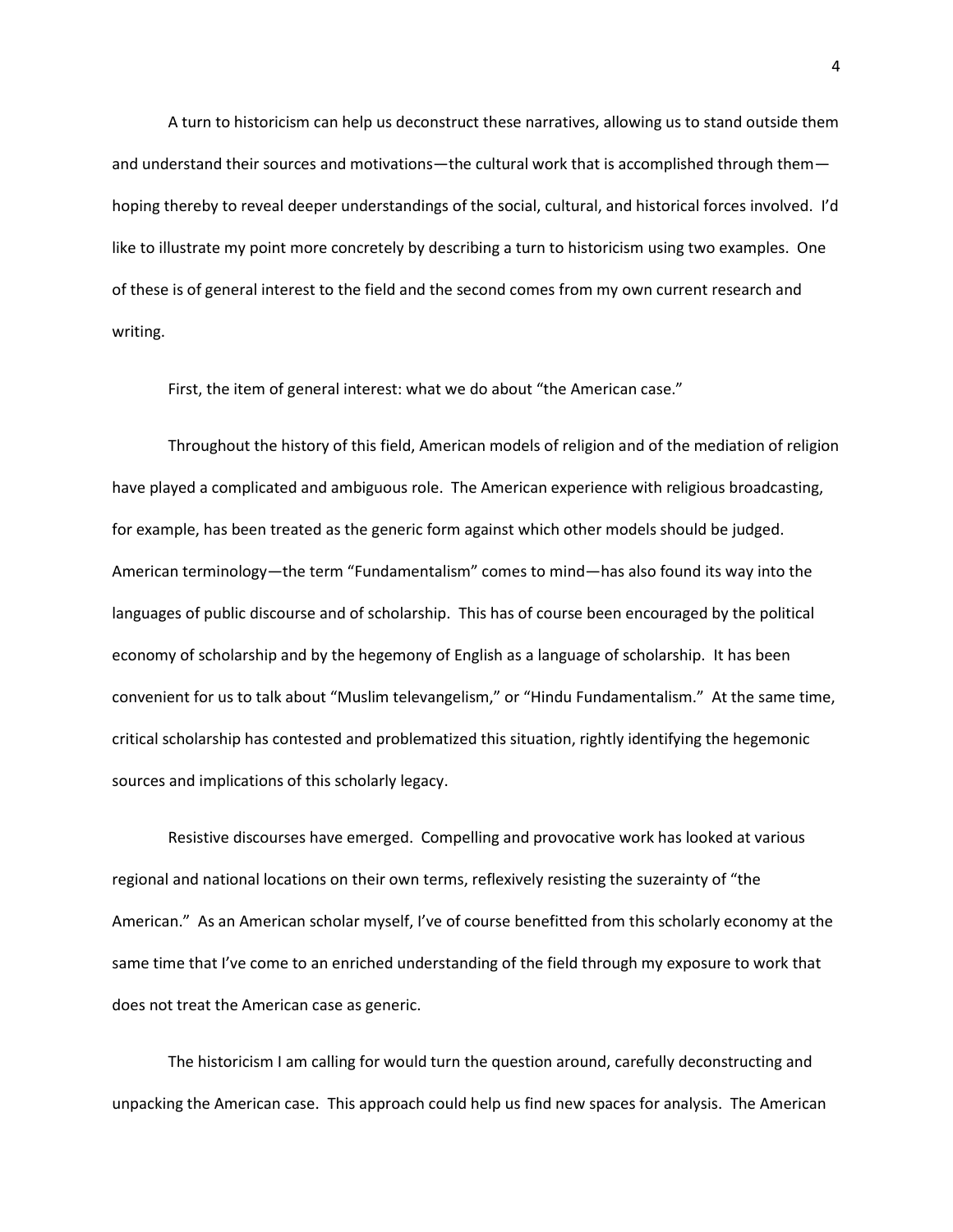A turn to historicism can help us deconstruct these narratives, allowing us to stand outside them and understand their sources and motivations—the cultural work that is accomplished through them—hoping thereby to reveal deeper understandings of the social, cultural, and historical forces involved. I'd like to illustrate my point more concretely by describing a turn to historicism using two examples. One of these is of general interest to the field and the second comes from my own current research and writing.

First, the item of general interest: what we do about "the American case."

Throughout the history of this field, American models of religion and of the mediation of religion have played a complicated and ambiguous role. The American experience with religious broadcasting, for example, has been treated as the generic form against which other models should be judged. American terminology—the term "Fundamentalism" comes to mind—has also found its way into the languages of public discourse and of scholarship. This has of course been encouraged by the political economy of scholarship and by the hegemony of English as a language of scholarship. It has been convenient for us to talk about "Muslim televangelism," or "Hindu Fundamentalism." At the same time, critical scholarship has contested and problematized this situation, rightly identifying the hegemonic sources and implications of this scholarly legacy.

Resistive discourses have emerged. Compelling and provocative work has looked at various regional and national locations on their own terms, reflexively resisting the suzerainty of "the American." As an American scholar myself, I've of course benefitted from this scholarly economy at the same time that I've come to an enriched understanding of the field through my exposure to work that does not treat the American case as generic.

The historicism I am calling for would turn the question around, carefully deconstructing and unpacking the American case. This approach could help us find new spaces for analysis. The American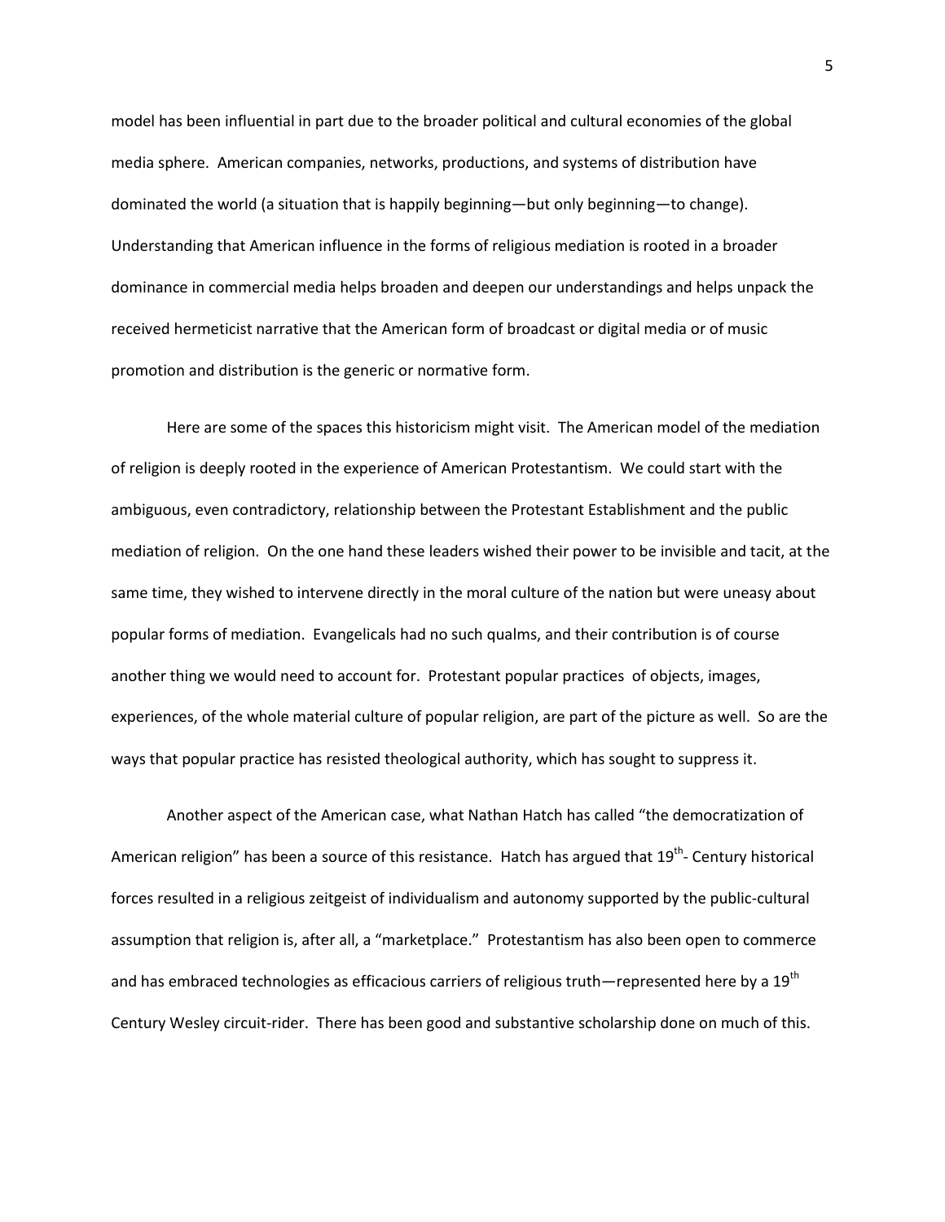model has been influential in part due to the broader political and cultural economies of the global media sphere. American companies, networks, productions, and systems of distribution have dominated the world (a situation that is happily beginning—but only beginning—to change). Understanding that American influence in the forms of religious mediation is rooted in a broader dominance in commercial media helps broaden and deepen our understandings and helps unpack the received hermeticist narrative that the American form of broadcast or digital media or of music promotion and distribution is the generic or normative form.

Here are some of the spaces this historicism might visit. The American model of the mediation of religion is deeply rooted in the experience of American Protestantism. We could start with the ambiguous, even contradictory, relationship between the Protestant Establishment and the public mediation of religion. On the one hand these leaders wished their power to be invisible and tacit, at the same time, they wished to intervene directly in the moral culture of the nation but were uneasy about popular forms of mediation. Evangelicals had no such qualms, and their contribution is of course another thing we would need to account for. Protestant popular practices of objects, images, experiences, of the whole material culture of popular religion, are part of the picture as well. So are the ways that popular practice has resisted theological authority, which has sought to suppress it.

Another aspect of the American case, what Nathan Hatch has called "the democratization of American religion" has been a source of this resistance. Hatch has argued that 19th- Century historical forces resulted in a religious zeitgeist of individualism and autonomy supported by the public-cultural assumption that religion is, after all, a "marketplace." Protestantism has also been open to commerce and has embraced technologies as efficacious carriers of religious truth—represented here by a 19th Century Wesley circuit-rider. There has been good and substantive scholarship done on much of this.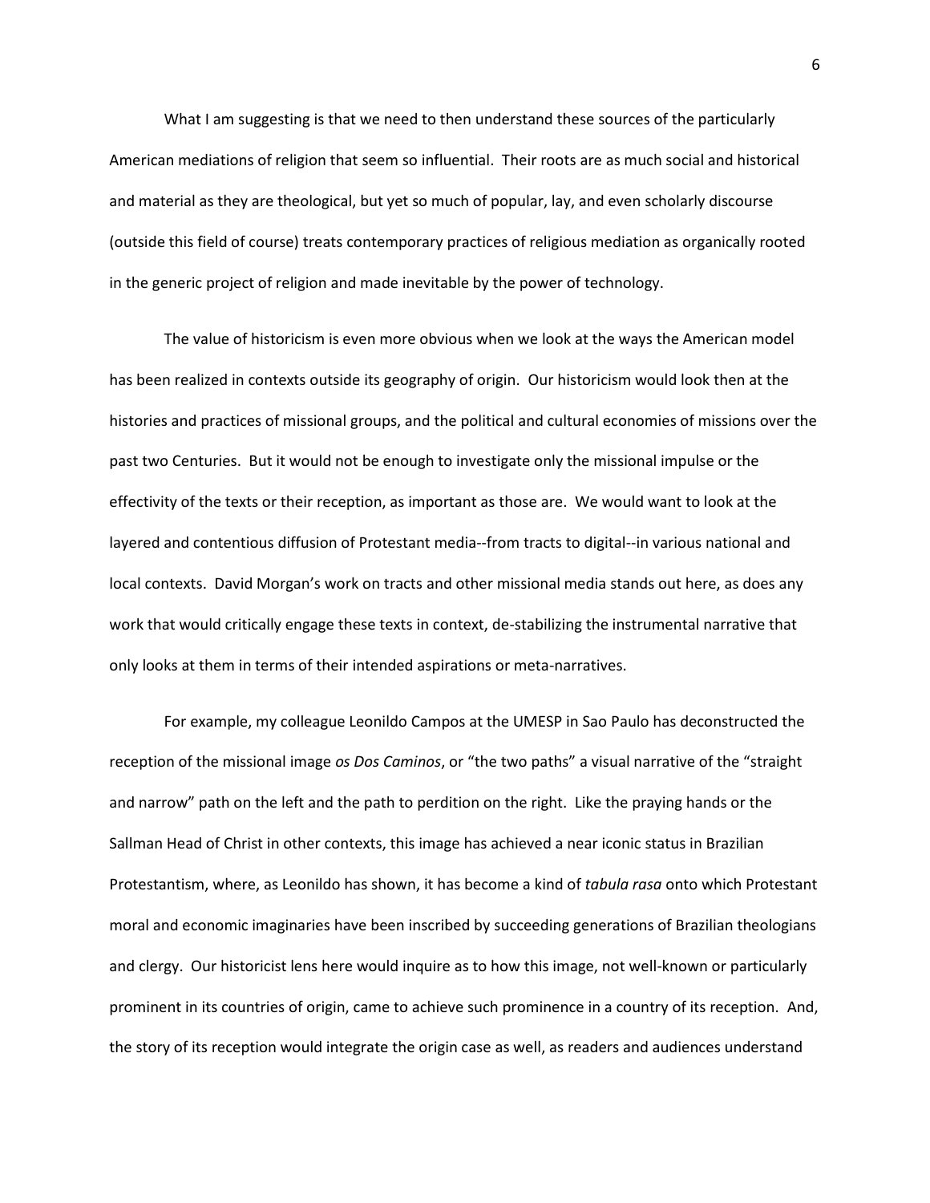What I am suggesting is that we need to then understand these sources of the particularly American mediations of religion that seem so influential. Their roots are as much social and historical and material as they are theological, but yet so much of popular, lay, and even scholarly discourse (outside this field of course) treats contemporary practices of religious mediation as organically rooted in the generic project of religion and made inevitable by the power of technology.

The value of historicism is even more obvious when we look at the ways the American model has been realized in contexts outside its geography of origin. Our historicism would look then at the histories and practices of missional groups, and the political and cultural economies of missions over the past two Centuries. But it would not be enough to investigate only the missional impulse or the effectivity of the texts or their reception, as important as those are. We would want to look at the layered and contentious diffusion of Protestant media--from tracts to digital--in various national and local contexts. David Morgan's work on tracts and other missional media stands out here, as does any work that would critically engage these texts in context, de-stabilizing the instrumental narrative that only looks at them in terms of their intended aspirations or meta-narratives.

For example, my colleague Leonildo Campos at the UMESP in Sao Paulo has deconstructed the reception of the missional image *os Dos Caminos*, or "the two paths" a visual narrative of the "straight and narrow" path on the left and the path to perdition on the right. Like the praying hands or the Sallman Head of Christ in other contexts, this image has achieved a near iconic status in Brazilian Protestantism, where, as Leonildo has shown, it has become a kind of *tabula rasa* onto which Protestant moral and economic imaginaries have been inscribed by succeeding generations of Brazilian theologians and clergy. Our historicist lens here would inquire as to how this image, not well-known or particularly prominent in its countries of origin, came to achieve such prominence in a country of its reception. And, the story of its reception would integrate the origin case as well, as readers and audiences understand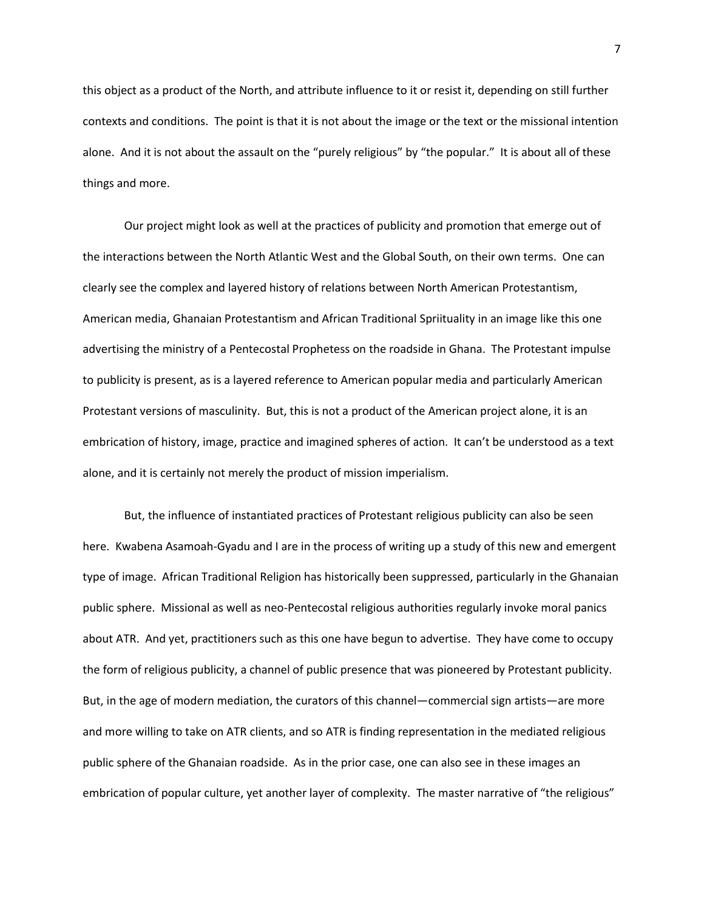this object as a product of the North, and attribute influence to it or resist it, depending on still further contexts and conditions. The point is that it is not about the image or the text or the missional intention alone. And it is not about the assault on the "purely religious" by "the popular." It is about all of these things and more.

Our project might look as well at the practices of publicity and promotion that emerge out of the interactions between the North Atlantic West and the Global South, on their own terms. One can clearly see the complex and layered history of relations between North American Protestantism, American media, Ghanaian Protestantism and African Traditional Spriituality in an image like this one advertising the ministry of a Pentecostal Prophetess on the roadside in Ghana. The Protestant impulse to publicity is present, as is a layered reference to American popular media and particularly American Protestant versions of masculinity. But, this is not a product of the American project alone, it is an embrication of history, image, practice and imagined spheres of action. It can't be understood as a text alone, and it is certainly not merely the product of mission imperialism.

But, the influence of instantiated practices of Protestant religious publicity can also be seen here. Kwabena Asamoah-Gyadu and I are in the process of writing up a study of this new and emergent type of image. African Traditional Religion has historically been suppressed, particularly in the Ghanaian public sphere. Missional as well as neo-Pentecostal religious authorities regularly invoke moral panics about ATR. And yet, practitioners such as this one have begun to advertise. They have come to occupy the form of religious publicity, a channel of public presence that was pioneered by Protestant publicity. But, in the age of modern mediation, the curators of this channel—commercial sign artists—are more and more willing to take on ATR clients, and so ATR is finding representation in the mediated religious public sphere of the Ghanaian roadside. As in the prior case, one can also see in these images an embrication of popular culture, yet another layer of complexity. The master narrative of "the religious"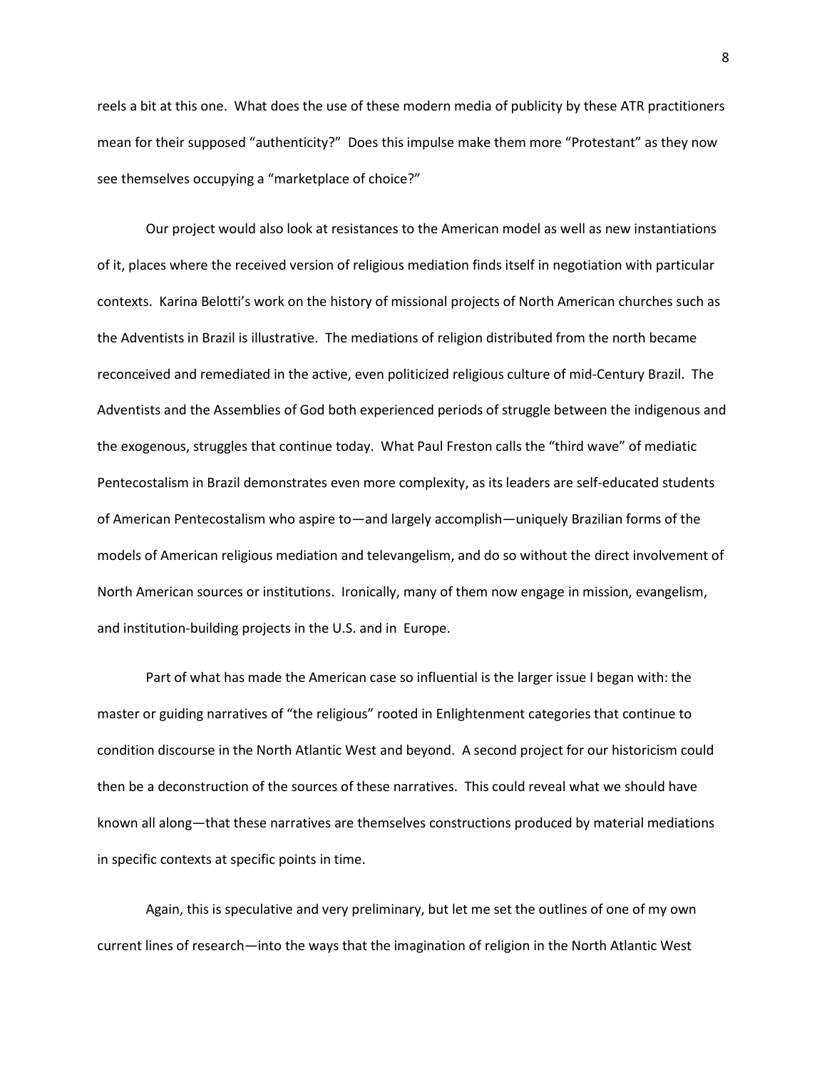reels a bit at this one. What does the use of these modern media of publicity by these ATR practitioners mean for their supposed "authenticity?" Does this impulse make them more "Protestant" as they now see themselves occupying a "marketplace of choice?"

Our project would also look at resistances to the American model as well as new instantiations of it, places where the received version of religious mediation finds itself in negotiation with particular contexts. Karina Belotti's work on the history of missional projects of North American churches such as the Adventists in Brazil is illustrative. The mediations of religion distributed from the north became reconceived and remediated in the active, even politicized religious culture of mid-Century Brazil. The Adventists and the Assemblies of God both experienced periods of struggle between the indigenous and the exogenous, struggles that continue today. What Paul Freston calls the "third wave" of mediatic Pentecostalism in Brazil demonstrates even more complexity, as its leaders are self-educated students of American Pentecostalism who aspire to—and largely accomplish—uniquely Brazilian forms of the models of American religious mediation and televangelism, and do so without the direct involvement of North American sources or institutions. Ironically, many of them now engage in mission, evangelism, and institution-building projects in the U.S. and in Europe.

Part of what has made the American case so influential is the larger issue I began with: the master or guiding narratives of "the religious" rooted in Enlightenment categories that continue to condition discourse in the North Atlantic West and beyond. A second project for our historicism could then be a deconstruction of the sources of these narratives. This could reveal what we should have known all along—that these narratives are themselves constructions produced by material mediations in specific contexts at specific points in time.

Again, this is speculative and very preliminary, but let me set the outlines of one of my own current lines of research—into the ways that the imagination of religion in the North Atlantic West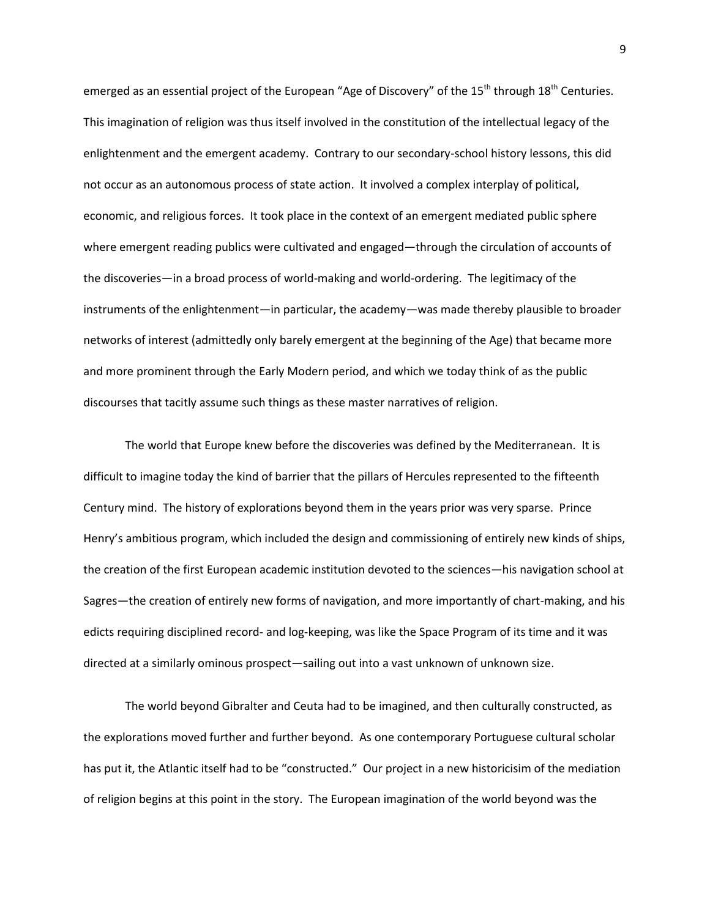emerged as an essential project of the European "Age of Discovery" of the 15th through 18th Centuries. This imagination of religion was thus itself involved in the constitution of the intellectual legacy of the enlightenment and the emergent academy. Contrary to our secondary-school history lessons, this did not occur as an autonomous process of state action. It involved a complex interplay of political, economic, and religious forces. It took place in the context of an emergent mediated public sphere where emergent reading publics were cultivated and engaged—through the circulation of accounts of the discoveries—in a broad process of world-making and world-ordering. The legitimacy of the instruments of the enlightenment—in particular, the academy—was made thereby plausible to broader networks of interest (admittedly only barely emergent at the beginning of the Age) that became more and more prominent through the Early Modern period, and which we today think of as the public discourses that tacitly assume such things as these master narratives of religion.

The world that Europe knew before the discoveries was defined by the Mediterranean. It is difficult to imagine today the kind of barrier that the pillars of Hercules represented to the fifteenth Century mind. The history of explorations beyond them in the years prior was very sparse. Prince Henry's ambitious program, which included the design and commissioning of entirely new kinds of ships, the creation of the first European academic institution devoted to the sciences—his navigation school at Sagres—the creation of entirely new forms of navigation, and more importantly of chart-making, and his edicts requiring disciplined record- and log-keeping, was like the Space Program of its time and it was directed at a similarly ominous prospect—sailing out into a vast unknown of unknown size.

The world beyond Gibralter and Ceuta had to be imagined, and then culturally constructed, as the explorations moved further and further beyond. As one contemporary Portuguese cultural scholar has put it, the Atlantic itself had to be "constructed." Our project in a new historicisim of the mediation of religion begins at this point in the story. The European imagination of the world beyond was the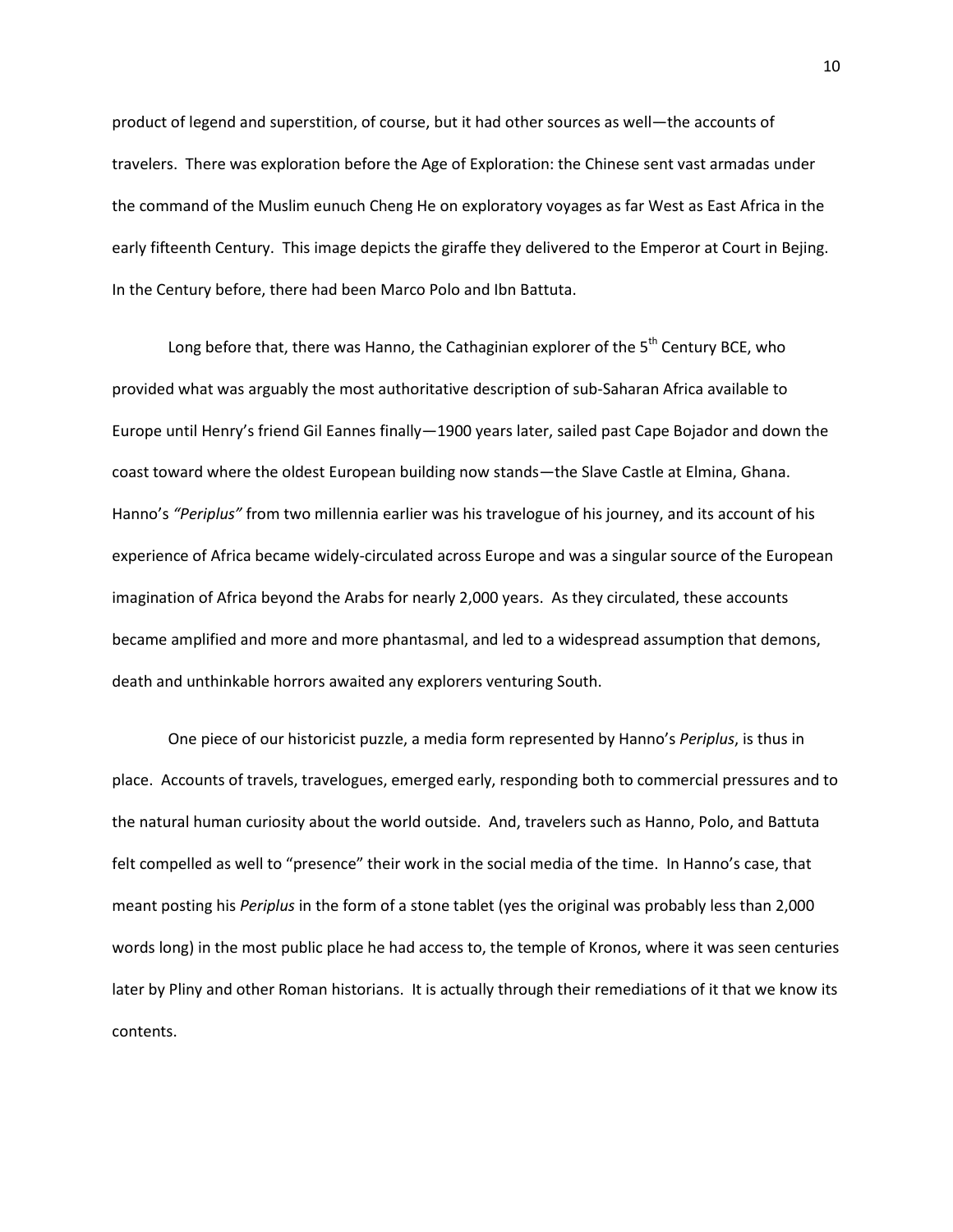product of legend and superstition, of course, but it had other sources as well—the accounts of travelers. There was exploration before the Age of Exploration: the Chinese sent vast armadas under the command of the Muslim eunuch Cheng He on exploratory voyages as far West as East Africa in the early fifteenth Century. This image depicts the giraffe they delivered to the Emperor at Court in Bejing. In the Century before, there had been Marco Polo and Ibn Battuta.

Long before that, there was Hanno, the Cathaginian explorer of the 5th Century BCE, who provided what was arguably the most authoritative description of sub-Saharan Africa available to Europe until Henry's friend Gil Eannes finally—1900 years later, sailed past Cape Bojador and down the coast toward where the oldest European building now stands—the Slave Castle at Elmina, Ghana. Hanno's *"Periplus"* from two millennia earlier was his travelogue of his journey, and its account of his experience of Africa became widely-circulated across Europe and was a singular source of the European imagination of Africa beyond the Arabs for nearly 2,000 years. As they circulated, these accounts became amplified and more and more phantasmal, and led to a widespread assumption that demons, death and unthinkable horrors awaited any explorers venturing South.

One piece of our historicist puzzle, a media form represented by Hanno's *Periplus*, is thus in place. Accounts of travels, travelogues, emerged early, responding both to commercial pressures and to the natural human curiosity about the world outside. And, travelers such as Hanno, Polo, and Battuta felt compelled as well to "presence" their work in the social media of the time. In Hanno's case, that meant posting his *Periplus* in the form of a stone tablet (yes the original was probably less than 2,000 words long) in the most public place he had access to, the temple of Kronos, where it was seen centuries later by Pliny and other Roman historians. It is actually through their remediations of it that we know its contents.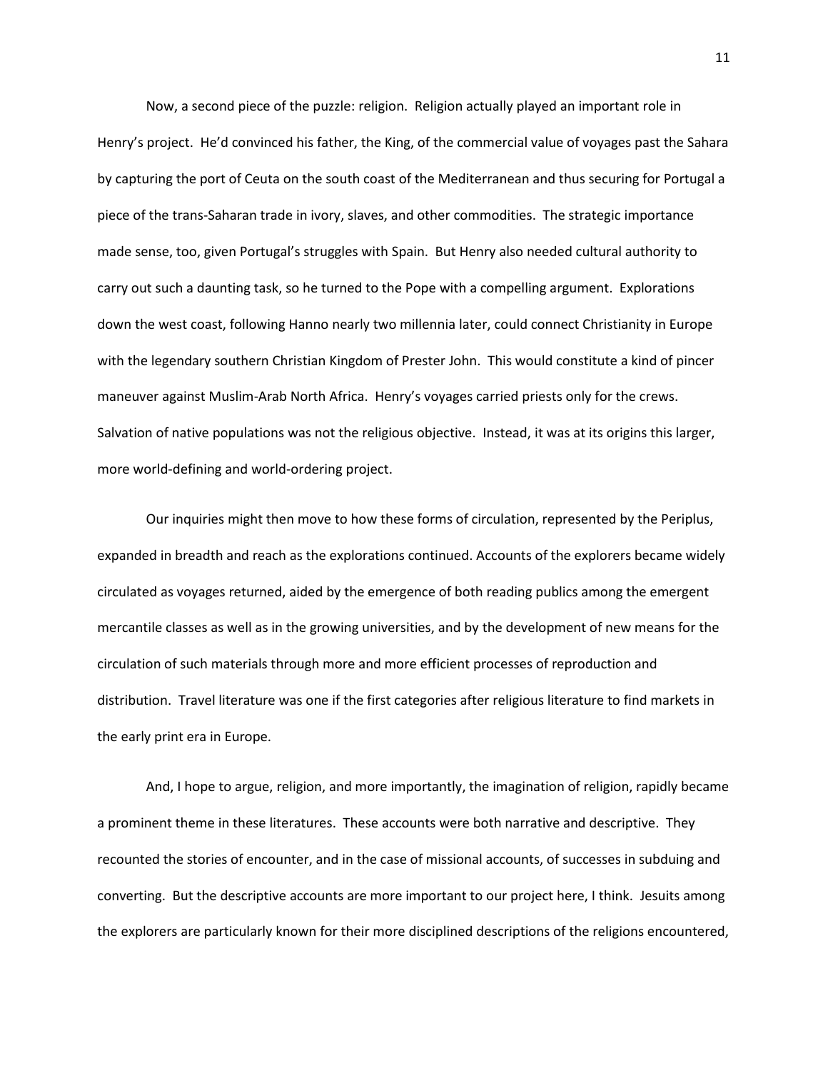Now, a second piece of the puzzle: religion. Religion actually played an important role in Henry's project. He'd convinced his father, the King, of the commercial value of voyages past the Sahara by capturing the port of Ceuta on the south coast of the Mediterranean and thus securing for Portugal a piece of the trans-Saharan trade in ivory, slaves, and other commodities. The strategic importance made sense, too, given Portugal's struggles with Spain. But Henry also needed cultural authority to carry out such a daunting task, so he turned to the Pope with a compelling argument. Explorations down the west coast, following Hanno nearly two millennia later, could connect Christianity in Europe with the legendary southern Christian Kingdom of Prester John. This would constitute a kind of pincer maneuver against Muslim-Arab North Africa. Henry's voyages carried priests only for the crews. Salvation of native populations was not the religious objective. Instead, it was at its origins this larger, more world-defining and world-ordering project.

Our inquiries might then move to how these forms of circulation, represented by the Periplus, expanded in breadth and reach as the explorations continued. Accounts of the explorers became widely circulated as voyages returned, aided by the emergence of both reading publics among the emergent mercantile classes as well as in the growing universities, and by the development of new means for the circulation of such materials through more and more efficient processes of reproduction and distribution. Travel literature was one if the first categories after religious literature to find markets in the early print era in Europe.

And, I hope to argue, religion, and more importantly, the imagination of religion, rapidly became a prominent theme in these literatures. These accounts were both narrative and descriptive. They recounted the stories of encounter, and in the case of missional accounts, of successes in subduing and converting. But the descriptive accounts are more important to our project here, I think. Jesuits among the explorers are particularly known for their more disciplined descriptions of the religions encountered,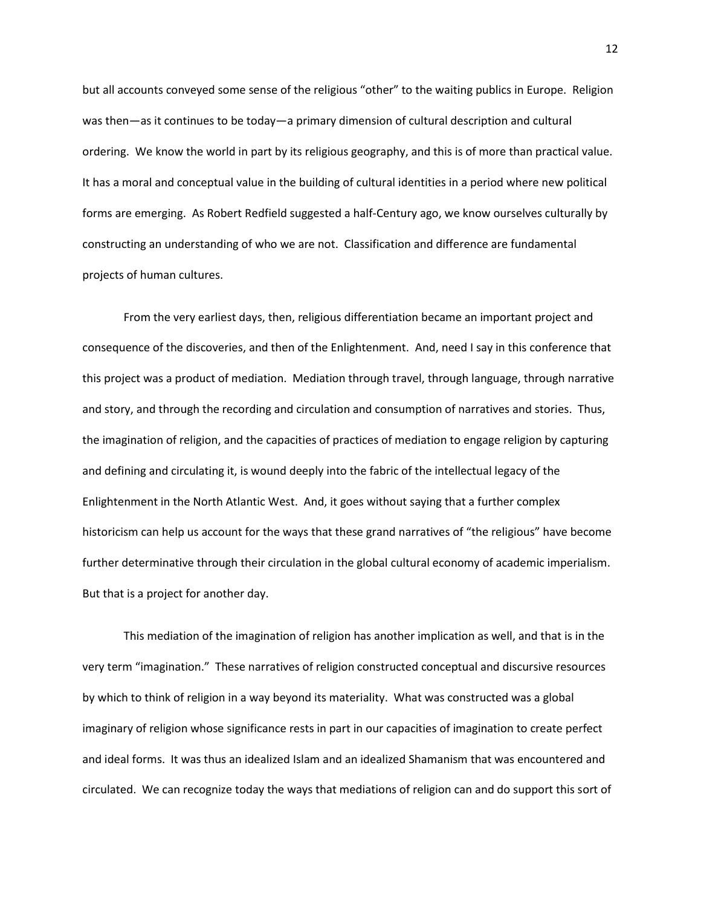but all accounts conveyed some sense of the religious "other" to the waiting publics in Europe. Religion was then—as it continues to be today—a primary dimension of cultural description and cultural ordering. We know the world in part by its religious geography, and this is of more than practical value. It has a moral and conceptual value in the building of cultural identities in a period where new political forms are emerging. As Robert Redfield suggested a half-Century ago, we know ourselves culturally by constructing an understanding of who we are not. Classification and difference are fundamental projects of human cultures.

From the very earliest days, then, religious differentiation became an important project and consequence of the discoveries, and then of the Enlightenment. And, need I say in this conference that this project was a product of mediation. Mediation through travel, through language, through narrative and story, and through the recording and circulation and consumption of narratives and stories. Thus, the imagination of religion, and the capacities of practices of mediation to engage religion by capturing and defining and circulating it, is wound deeply into the fabric of the intellectual legacy of the Enlightenment in the North Atlantic West. And, it goes without saying that a further complex historicism can help us account for the ways that these grand narratives of "the religious" have become further determinative through their circulation in the global cultural economy of academic imperialism. But that is a project for another day.

This mediation of the imagination of religion has another implication as well, and that is in the very term "imagination." These narratives of religion constructed conceptual and discursive resources by which to think of religion in a way beyond its materiality. What was constructed was a global imaginary of religion whose significance rests in part in our capacities of imagination to create perfect and ideal forms. It was thus an idealized Islam and an idealized Shamanism that was encountered and circulated. We can recognize today the ways that mediations of religion can and do support this sort of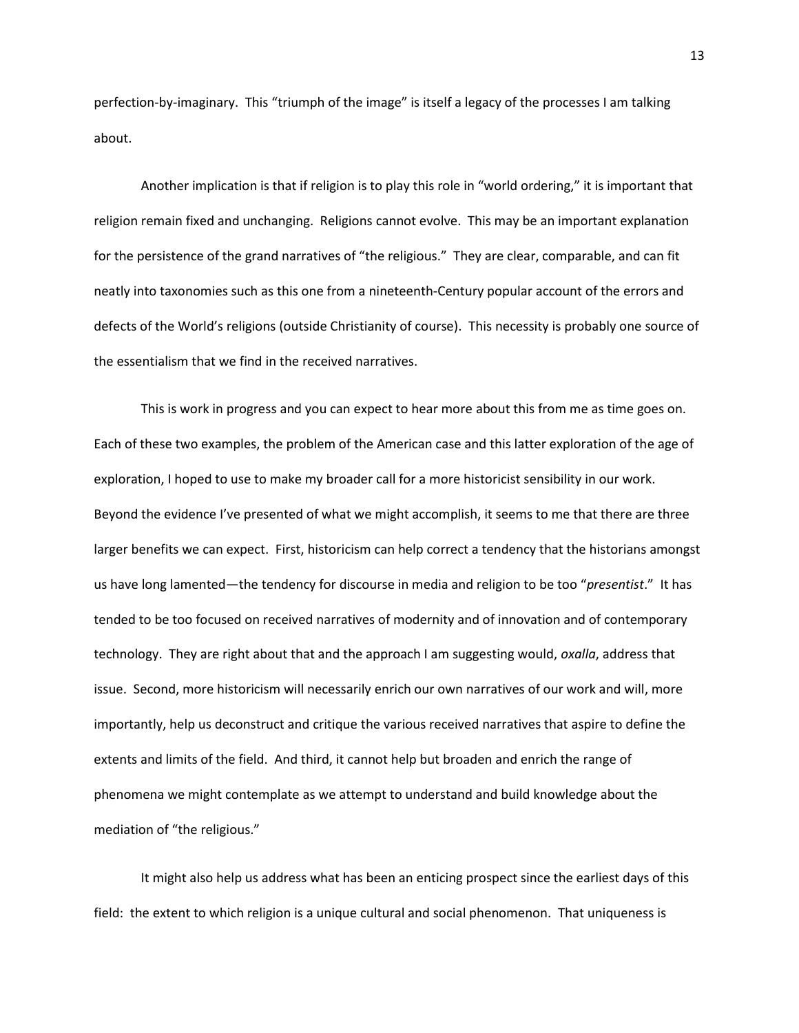perfection-by-imaginary. This "triumph of the image" is itself a legacy of the processes I am talking about.

Another implication is that if religion is to play this role in "world ordering," it is important that religion remain fixed and unchanging. Religions cannot evolve. This may be an important explanation for the persistence of the grand narratives of "the religious." They are clear, comparable, and can fit neatly into taxonomies such as this one from a nineteenth-Century popular account of the errors and defects of the World's religions (outside Christianity of course). This necessity is probably one source of the essentialism that we find in the received narratives.

This is work in progress and you can expect to hear more about this from me as time goes on. Each of these two examples, the problem of the American case and this latter exploration of the age of exploration, I hoped to use to make my broader call for a more historicist sensibility in our work. Beyond the evidence I've presented of what we might accomplish, it seems to me that there are three larger benefits we can expect. First, historicism can help correct a tendency that the historians amongst us have long lamented—the tendency for discourse in media and religion to be too "*presentist*." It has tended to be too focused on received narratives of modernity and of innovation and of contemporary technology. They are right about that and the approach I am suggesting would, *oxalla*, address that issue. Second, more historicism will necessarily enrich our own narratives of our work and will, more importantly, help us deconstruct and critique the various received narratives that aspire to define the extents and limits of the field. And third, it cannot help but broaden and enrich the range of phenomena we might contemplate as we attempt to understand and build knowledge about the mediation of "the religious."

It might also help us address what has been an enticing prospect since the earliest days of this field: the extent to which religion is a unique cultural and social phenomenon. That uniqueness is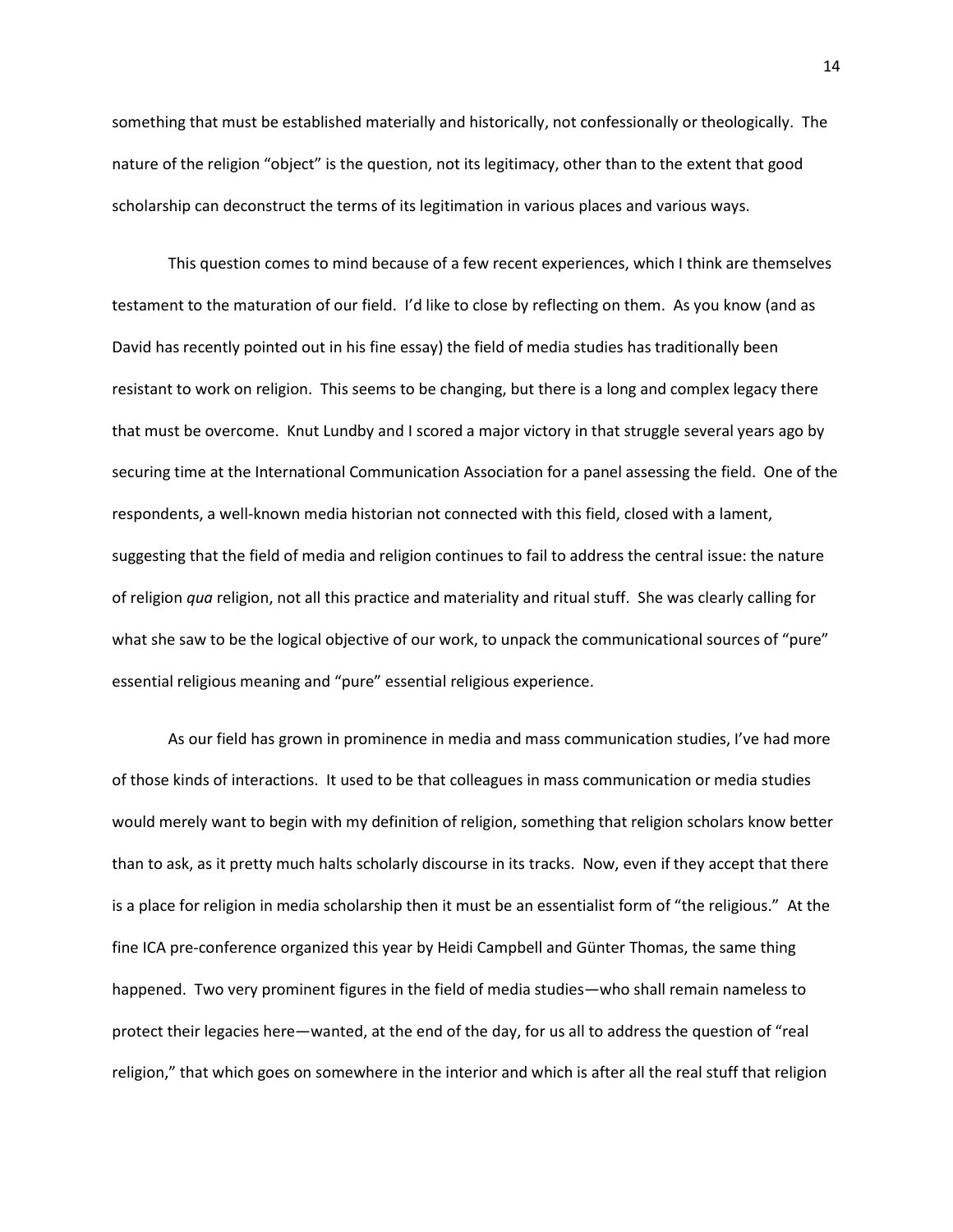something that must be established materially and historically, not confessionally or theologically. The nature of the religion "object" is the question, not its legitimacy, other than to the extent that good scholarship can deconstruct the terms of its legitimation in various places and various ways.

This question comes to mind because of a few recent experiences, which I think are themselves testament to the maturation of our field. I'd like to close by reflecting on them. As you know (and as David has recently pointed out in his fine essay) the field of media studies has traditionally been resistant to work on religion. This seems to be changing, but there is a long and complex legacy there that must be overcome. Knut Lundby and I scored a major victory in that struggle several years ago by securing time at the International Communication Association for a panel assessing the field. One of the respondents, a well-known media historian not connected with this field, closed with a lament, suggesting that the field of media and religion continues to fail to address the central issue: the nature of religion *qua* religion, not all this practice and materiality and ritual stuff. She was clearly calling for what she saw to be the logical objective of our work, to unpack the communicational sources of "pure" essential religious meaning and "pure" essential religious experience.

As our field has grown in prominence in media and mass communication studies, I've had more of those kinds of interactions. It used to be that colleagues in mass communication or media studies would merely want to begin with my definition of religion, something that religion scholars know better than to ask, as it pretty much halts scholarly discourse in its tracks. Now, even if they accept that there is a place for religion in media scholarship then it must be an essentialist form of "the religious." At the fine ICA pre-conference organized this year by Heidi Campbell and Günter Thomas, the same thing happened. Two very prominent figures in the field of media studies—who shall remain nameless to protect their legacies here—wanted, at the end of the day, for us all to address the question of "real religion," that which goes on somewhere in the interior and which is after all the real stuff that religion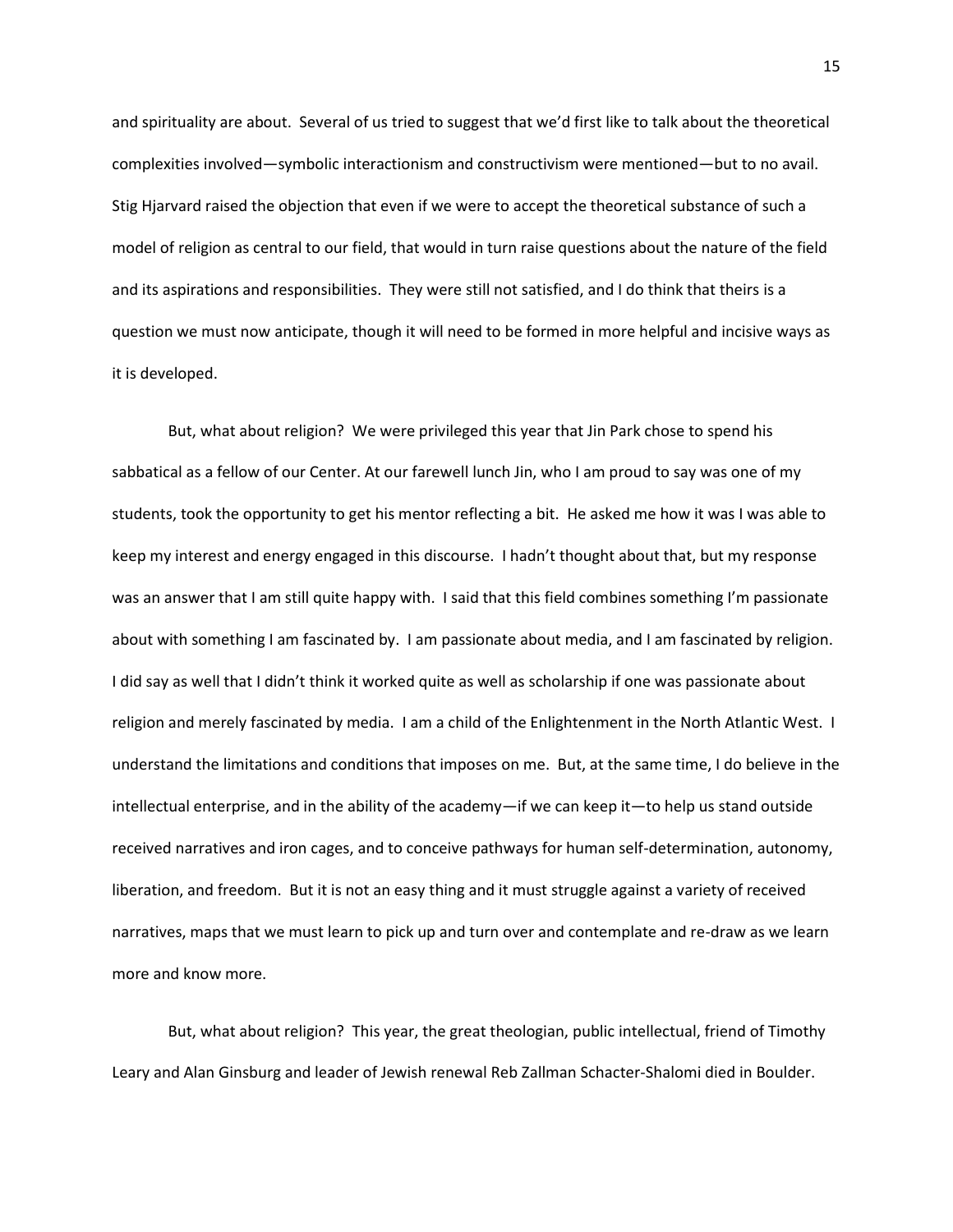and spirituality are about. Several of us tried to suggest that we'd first like to talk about the theoretical complexities involved—symbolic interactionism and constructivism were mentioned—but to no avail. Stig Hjarvard raised the objection that even if we were to accept the theoretical substance of such a model of religion as central to our field, that would in turn raise questions about the nature of the field and its aspirations and responsibilities. They were still not satisfied, and I do think that theirs is a question we must now anticipate, though it will need to be formed in more helpful and incisive ways as it is developed.

But, what about religion? We were privileged this year that Jin Park chose to spend his sabbatical as a fellow of our Center. At our farewell lunch Jin, who I am proud to say was one of my students, took the opportunity to get his mentor reflecting a bit. He asked me how it was I was able to keep my interest and energy engaged in this discourse. I hadn't thought about that, but my response was an answer that I am still quite happy with. I said that this field combines something I'm passionate about with something I am fascinated by. I am passionate about media, and I am fascinated by religion. I did say as well that I didn't think it worked quite as well as scholarship if one was passionate about religion and merely fascinated by media. I am a child of the Enlightenment in the North Atlantic West. I understand the limitations and conditions that imposes on me. But, at the same time, I do believe in the intellectual enterprise, and in the ability of the academy—if we can keep it—to help us stand outside received narratives and iron cages, and to conceive pathways for human self-determination, autonomy, liberation, and freedom. But it is not an easy thing and it must struggle against a variety of received narratives, maps that we must learn to pick up and turn over and contemplate and re-draw as we learn more and know more.

But, what about religion? This year, the great theologian, public intellectual, friend of Timothy Leary and Alan Ginsburg and leader of Jewish renewal Reb Zallman Schacter-Shalomi died in Boulder.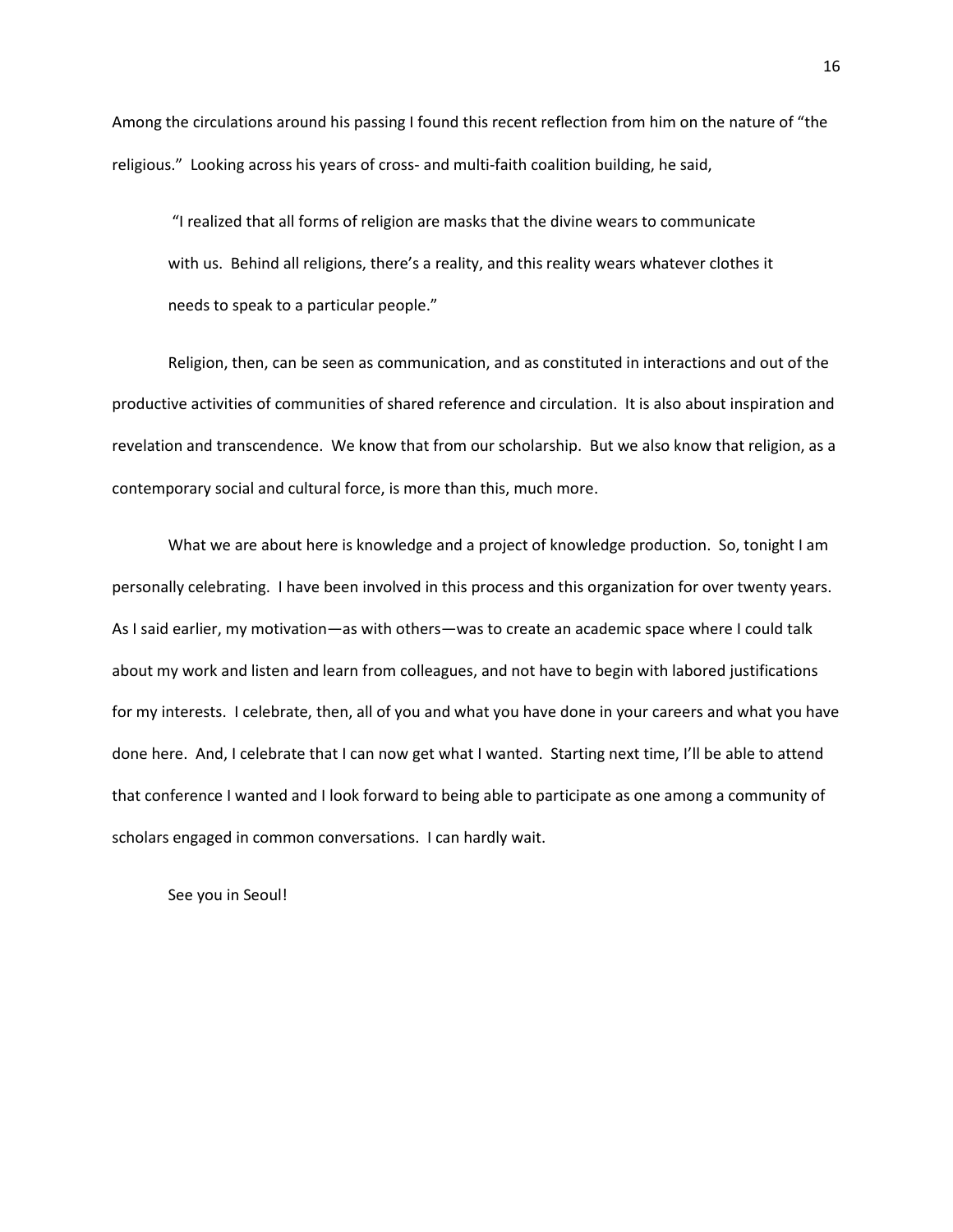Among the circulations around his passing I found this recent reflection from him on the nature of "the religious." Looking across his years of cross- and multi-faith coalition building, he said,

> "I realized that all forms of religion are masks that the divine wears to communicate with us. Behind all religions, there's a reality, and this reality wears whatever clothes it needs to speak to a particular people."

Religion, then, can be seen as communication, and as constituted in interactions and out of the productive activities of communities of shared reference and circulation. It is also about inspiration and revelation and transcendence. We know that from our scholarship. But we also know that religion, as a contemporary social and cultural force, is more than this, much more.

What we are about here is knowledge and a project of knowledge production. So, tonight I am personally celebrating. I have been involved in this process and this organization for over twenty years. As I said earlier, my motivation—as with others—was to create an academic space where I could talk about my work and listen and learn from colleagues, and not have to begin with labored justifications for my interests. I celebrate, then, all of you and what you have done in your careers and what you have done here. And, I celebrate that I can now get what I wanted. Starting next time, I'll be able to attend that conference I wanted and I look forward to being able to participate as one among a community of scholars engaged in common conversations. I can hardly wait.

See you in Seoul!